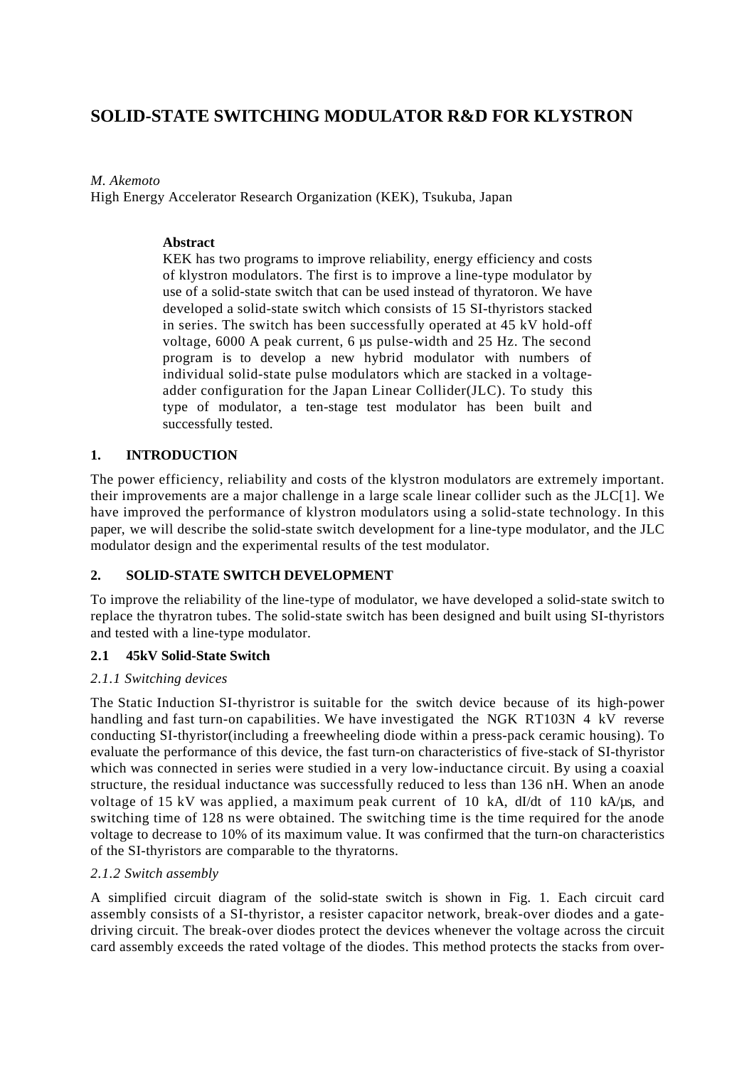# SOLID-STATE SWITCHING MODULATOR R&D FOR KLYSTRON

*M. Akemoto*

High Energy Accelerator Research Organization (KEK), Tsukuba, Japan

**Abstract**

KEK has two programs to improve reliability, energy efficiency and costs of klystron modulators. The first is to improve a line-type modulator by use of a solid-state switch that can be used instead of thyratoron. We have developed a solid-state switch which consists of 15 SI-thyristors stacked in series. The switch has been successfully operated at 45 kV hold-off voltage, 6000 A peak current, 6 µs pulse-width and 25 Hz. The second program is to develop a new hybrid modulator with numbers of individual solid-state pulse modulators which are stacked in a voltage-adder configuration for the Japan Linear Collider(JLC). To study this type of modulator, a ten-stage test modulator has been built and successfully tested.

## 1. INTRODUCTION

The power efficiency, reliability and costs of the klystron modulators are extremely important. their improvements are a major challenge in a large scale linear collider such as the JLC[1]. We have improved the performance of klystron modulators using a solid-state technology. In this paper, we will describe the solid-state switch development for a line-type modulator, and the JLC modulator design and the experimental results of the test modulator.

## 2. SOLID-STATE SWITCH DEVELOPMENT

To improve the reliability of the line-type of modulator, we have developed a solid-state switch to replace the thyratron tubes. The solid-state switch has been designed and built using SI-thyristors and tested with a line-type modulator.

### 2.1 45kV Solid-State Switch

#### *2.1.1 Switching devices*

The Static Induction SI-thyristror is suitable for the switch device because of its high-power handling and fast turn-on capabilities. We have investigated the NGK RT103N 4 kV reverse conducting SI-thyristor(including a freewheeling diode within a press-pack ceramic housing). To evaluate the performance of this device, the fast turn-on characteristics of five-stack of SI-thyristor which was connected in series were studied in a very low-inductance circuit. By using a coaxial structure, the residual inductance was successfully reduced to less than 136 nH. When an anode voltage of 15 kV was applied, a maximum peak current of 10 kA, dI/dt of 110 kA/µs, and switching time of 128 ns were obtained. The switching time is the time required for the anode voltage to decrease to 10% of its maximum value. It was confirmed that the turn-on characteristics of the SI-thyristors are comparable to the thyratorns.

#### *2.1.2 Switch assembly*

A simplified circuit diagram of the solid-state switch is shown in Fig. 1. Each circuit card assembly consists of a SI-thyristor, a resister capacitor network, break-over diodes and a gate-driving circuit. The break-over diodes protect the devices whenever the voltage across the circuit card assembly exceeds the rated voltage of the diodes. This method protects the stacks from over-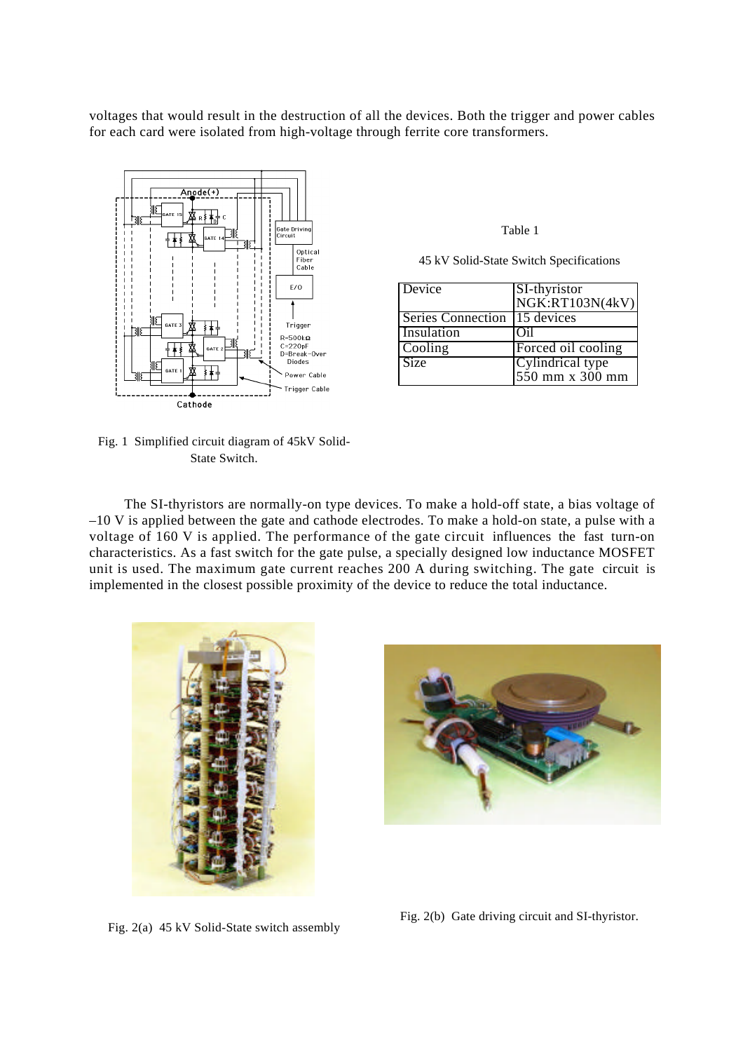voltages that would result in the destruction of all the devices. Both the trigger and power cables for each card were isolated from high-voltage through ferrite core transformers.

Fig. 1 Simplified circuit diagram of 45kV Solid-State Switch.

Table 1

45 kV Solid-State Switch Specifications

| Device | SI-thyristor NGK:RT103N(4kV) |
|---|---|
| Series Connection | 15 devices |
| Insulation | Oil |
| Cooling | Forced oil cooling |
| Size | Cylindrical type 550 mm x 300 mm |

The SI-thyristors are normally-on type devices. To make a hold-off state, a bias voltage of –10 V is applied between the gate and cathode electrodes. To make a hold-on state, a pulse with a voltage of 160 V is applied. The performance of the gate circuit influences the fast turn-on characteristics. As a fast switch for the gate pulse, a specially designed low inductance MOSFET unit is used. The maximum gate current reaches 200 A during switching. The gate circuit is implemented in the closest possible proximity of the device to reduce the total inductance.

Fig. 2(a) 45 kV Solid-State switch assembly

Fig. 2(b) Gate driving circuit and SI-thyristor.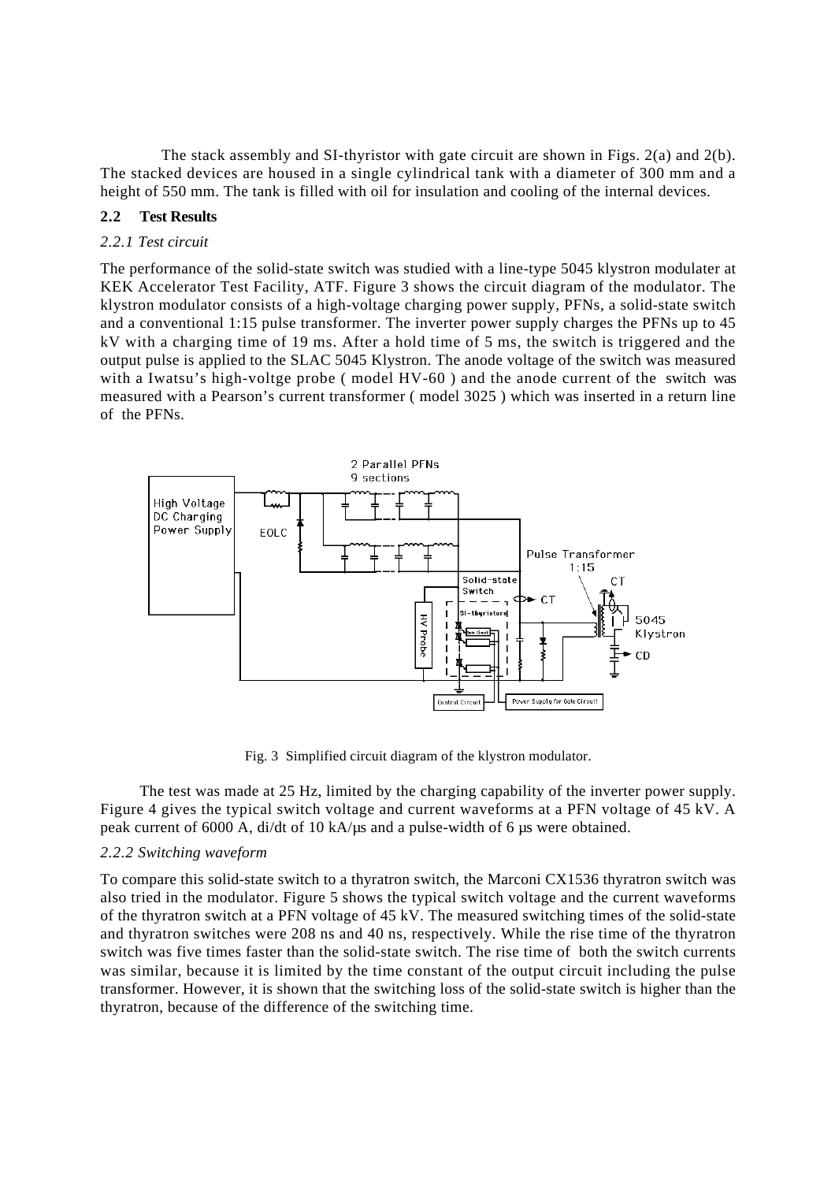The stack assembly and SI-thyristor with gate circuit are shown in Figs. 2(a) and 2(b). The stacked devices are housed in a single cylindrical tank with a diameter of 300 mm and a height of 550 mm. The tank is filled with oil for insulation and cooling of the internal devices.

### 2.2 Test Results

#### *2.2.1 Test circuit*

The performance of the solid-state switch was studied with a line-type 5045 klystron modulater at KEK Accelerator Test Facility, ATF. Figure 3 shows the circuit diagram of the modulator. The klystron modulator consists of a high-voltage charging power supply, PFNs, a solid-state switch and a conventional 1:15 pulse transformer. The inverter power supply charges the PFNs up to 45 kV with a charging time of 19 ms. After a hold time of 5 ms, the switch is triggered and the output pulse is applied to the SLAC 5045 Klystron. The anode voltage of the switch was measured with a Iwatsu's high-voltge probe ( model HV-60 ) and the anode current of the switch was measured with a Pearson's current transformer ( model 3025 ) which was inserted in a return line of the PFNs.

Fig. 3 Simplified circuit diagram of the klystron modulator.

The test was made at 25 Hz, limited by the charging capability of the inverter power supply. Figure 4 gives the typical switch voltage and current waveforms at a PFN voltage of 45 kV. A peak current of 6000 A, di/dt of 10 kA/μs and a pulse-width of 6 μs were obtained.

#### *2.2.2 Switching waveform*

To compare this solid-state switch to a thyratron switch, the Marconi CX1536 thyratron switch was also tried in the modulator. Figure 5 shows the typical switch voltage and the current waveforms of the thyratron switch at a PFN voltage of 45 kV. The measured switching times of the solid-state and thyratron switches were 208 ns and 40 ns, respectively. While the rise time of the thyratron switch was five times faster than the solid-state switch. The rise time of both the switch currents was similar, because it is limited by the time constant of the output circuit including the pulse transformer. However, it is shown that the switching loss of the solid-state switch is higher than the thyratron, because of the difference of the switching time.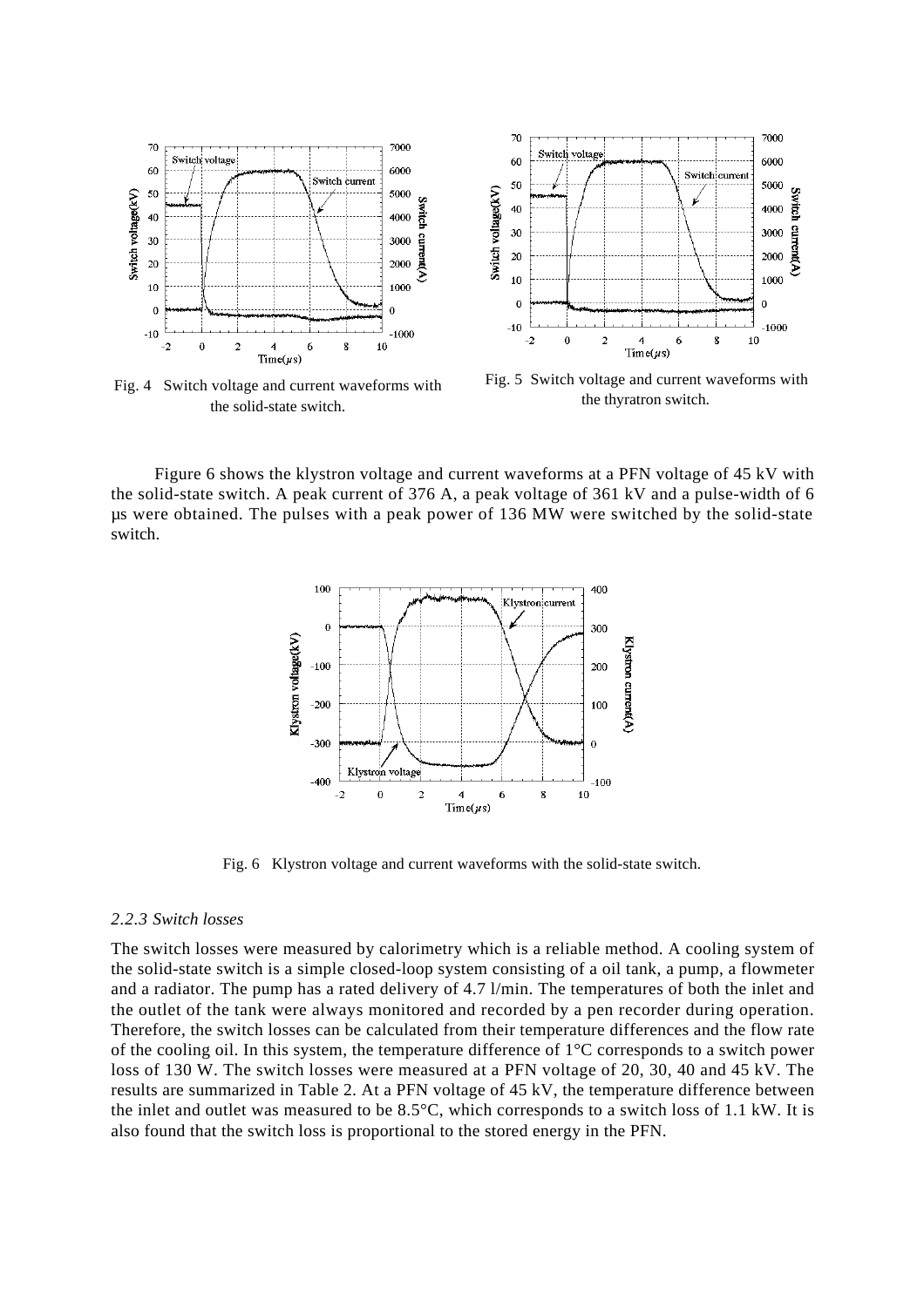Fig. 4 Switch voltage and current waveforms with the solid-state switch.

Fig. 5 Switch voltage and current waveforms with the thyratron switch.

Figure 6 shows the klystron voltage and current waveforms at a PFN voltage of 45 kV with the solid-state switch. A peak current of 376 A, a peak voltage of 361 kV and a pulse-width of 6 μs were obtained. The pulses with a peak power of 136 MW were switched by the solid-state switch.

Fig. 6 Klystron voltage and current waveforms with the solid-state switch.

### *2.2.3 Switch losses*

The switch losses were measured by calorimetry which is a reliable method. A cooling system of the solid-state switch is a simple closed-loop system consisting of a oil tank, a pump, a flowmeter and a radiator. The pump has a rated delivery of 4.7 l/min. The temperatures of both the inlet and the outlet of the tank were always monitored and recorded by a pen recorder during operation. Therefore, the switch losses can be calculated from their temperature differences and the flow rate of the cooling oil. In this system, the temperature difference of 1°C corresponds to a switch power loss of 130 W. The switch losses were measured at a PFN voltage of 20, 30, 40 and 45 kV. The results are summarized in Table 2. At a PFN voltage of 45 kV, the temperature difference between the inlet and outlet was measured to be 8.5°C, which corresponds to a switch loss of 1.1 kW. It is also found that the switch loss is proportional to the stored energy in the PFN.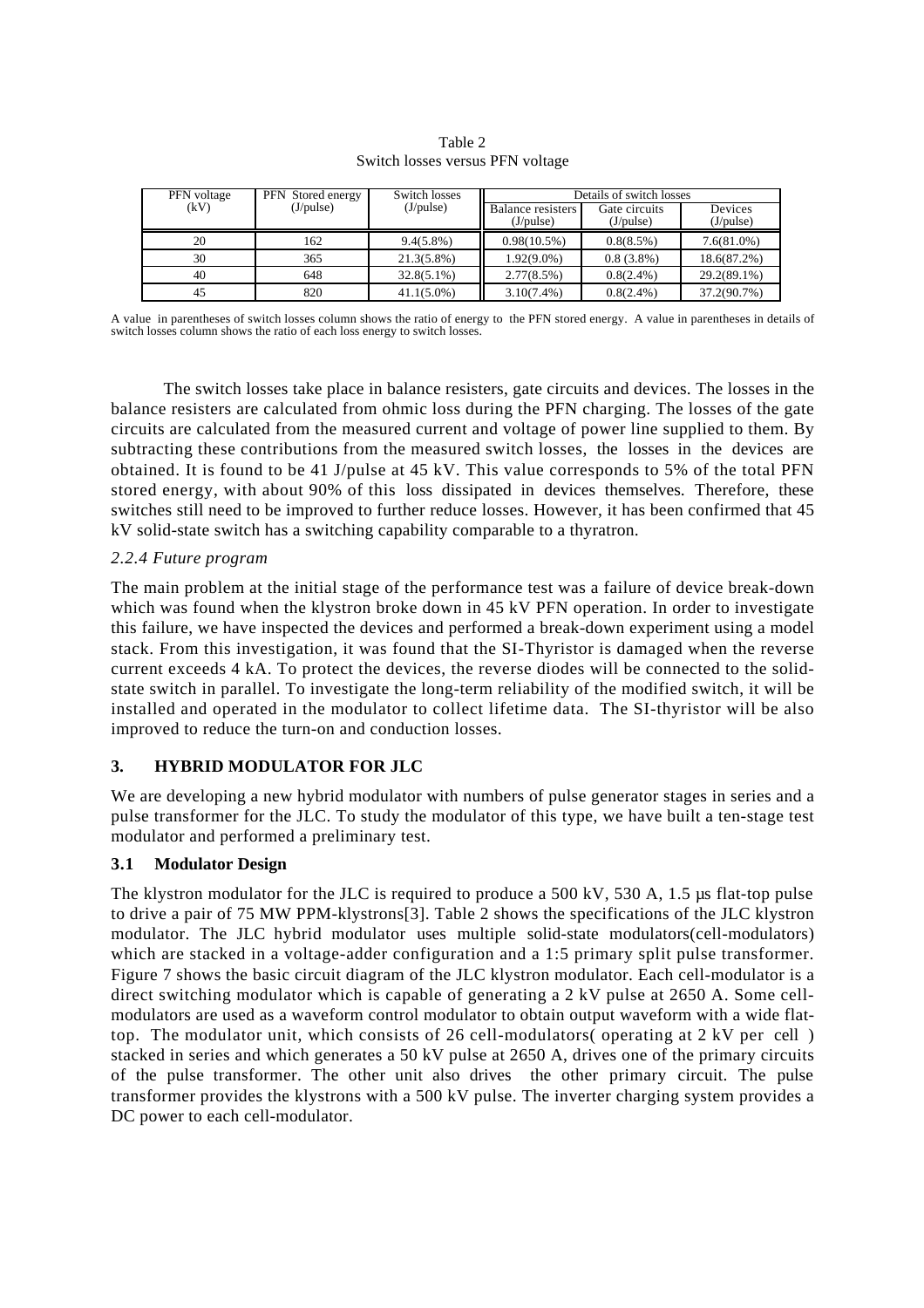Table 2
Switch losses versus PFN voltage

| PFN voltage (kV) | PFN Stored energy (J/pulse) | Switch losses (J/pulse) | Details of switch losses | | |
|---|---|---|---|---|---|
| | | | Balance resisters (J/pulse) | Gate circuits (J/pulse) | Devices (J/pulse) |
| 20 | 162 | 9.4(5.8%) | 0.98(10.5%) | 0.8(8.5%) | 7.6(81.0%) |
| 30 | 365 | 21.3(5.8%) | 1.92(9.0%) | 0.8 (3.8%) | 18.6(87.2%) |
| 40 | 648 | 32.8(5.1%) | 2.77(8.5%) | 0.8(2.4%) | 29.2(89.1%) |
| 45 | 820 | 41.1(5.0%) | 3.10(7.4%) | 0.8(2.4%) | 37.2(90.7%) |

A value in parentheses of switch losses column shows the ratio of energy to the PFN stored energy. A value in parentheses in details of switch losses column shows the ratio of each loss energy to switch losses.

The switch losses take place in balance resisters, gate circuits and devices. The losses in the balance resisters are calculated from ohmic loss during the PFN charging. The losses of the gate circuits are calculated from the measured current and voltage of power line supplied to them. By subtracting these contributions from the measured switch losses, the losses in the devices are obtained. It is found to be 41 J/pulse at 45 kV. This value corresponds to 5% of the total PFN stored energy, with about 90% of this loss dissipated in devices themselves. Therefore, these switches still need to be improved to further reduce losses. However, it has been confirmed that 45 kV solid-state switch has a switching capability comparable to a thyratron.

*2.2.4 Future program*

The main problem at the initial stage of the performance test was a failure of device break-down which was found when the klystron broke down in 45 kV PFN operation. In order to investigate this failure, we have inspected the devices and performed a break-down experiment using a model stack. From this investigation, it was found that the SI-Thyristor is damaged when the reverse current exceeds 4 kA. To protect the devices, the reverse diodes will be connected to the solid-state switch in parallel. To investigate the long-term reliability of the modified switch, it will be installed and operated in the modulator to collect lifetime data. The SI-thyristor will be also improved to reduce the turn-on and conduction losses.

## 3. HYBRID MODULATOR FOR JLC

We are developing a new hybrid modulator with numbers of pulse generator stages in series and a pulse transformer for the JLC. To study the modulator of this type, we have built a ten-stage test modulator and performed a preliminary test.

### 3.1 Modulator Design

The klystron modulator for the JLC is required to produce a 500 kV, 530 A, 1.5 µs flat-top pulse to drive a pair of 75 MW PPM-klystrons[3]. Table 2 shows the specifications of the JLC klystron modulator. The JLC hybrid modulator uses multiple solid-state modulators(cell-modulators) which are stacked in a voltage-adder configuration and a 1:5 primary split pulse transformer. Figure 7 shows the basic circuit diagram of the JLC klystron modulator. Each cell-modulator is a direct switching modulator which is capable of generating a 2 kV pulse at 2650 A. Some cell-modulators are used as a waveform control modulator to obtain output waveform with a wide flat-top. The modulator unit, which consists of 26 cell-modulators( operating at 2 kV per cell ) stacked in series and which generates a 50 kV pulse at 2650 A, drives one of the primary circuits of the pulse transformer. The other unit also drives the other primary circuit. The pulse transformer provides the klystrons with a 500 kV pulse. The inverter charging system provides a DC power to each cell-modulator.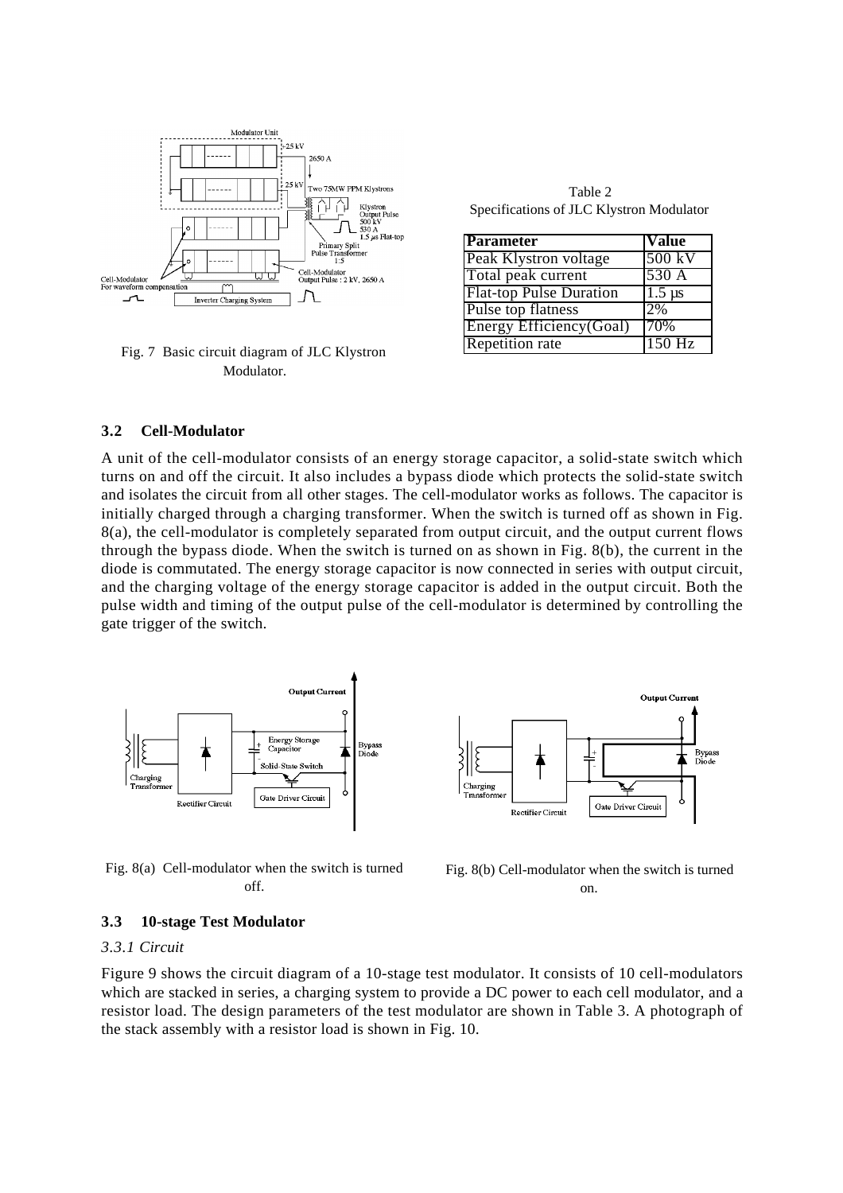Fig. 7 Basic circuit diagram of JLC Klystron Modulator.

Table 2
Specifications of JLC Klystron Modulator

| Parameter | Value |
| --- | --- |
| Peak Klystron voltage | 500 kV |
| Total peak current | 530 A |
| Flat-top Pulse Duration | 1.5 μs |
| Pulse top flatness | 2% |
| Energy Efficiency(Goal) | 70% |
| Repetition rate | 150 Hz |

### 3.2 Cell-Modulator

A unit of the cell-modulator consists of an energy storage capacitor, a solid-state switch which turns on and off the circuit. It also includes a bypass diode which protects the solid-state switch and isolates the circuit from all other stages. The cell-modulator works as follows. The capacitor is initially charged through a charging transformer. When the switch is turned off as shown in Fig. 8(a), the cell-modulator is completely separated from output circuit, and the output current flows through the bypass diode. When the switch is turned on as shown in Fig. 8(b), the current in the diode is commutated. The energy storage capacitor is now connected in series with output circuit, and the charging voltage of the energy storage capacitor is added in the output circuit. Both the pulse width and timing of the output pulse of the cell-modulator is determined by controlling the gate trigger of the switch.

Fig. 8(a) Cell-modulator when the switch is turned off.

Fig. 8(b) Cell-modulator when the switch is turned on.

### 3.3 10-stage Test Modulator

*3.3.1 Circuit*

Figure 9 shows the circuit diagram of a 10-stage test modulator. It consists of 10 cell-modulators which are stacked in series, a charging system to provide a DC power to each cell modulator, and a resistor load. The design parameters of the test modulator are shown in Table 3. A photograph of the stack assembly with a resistor load is shown in Fig. 10.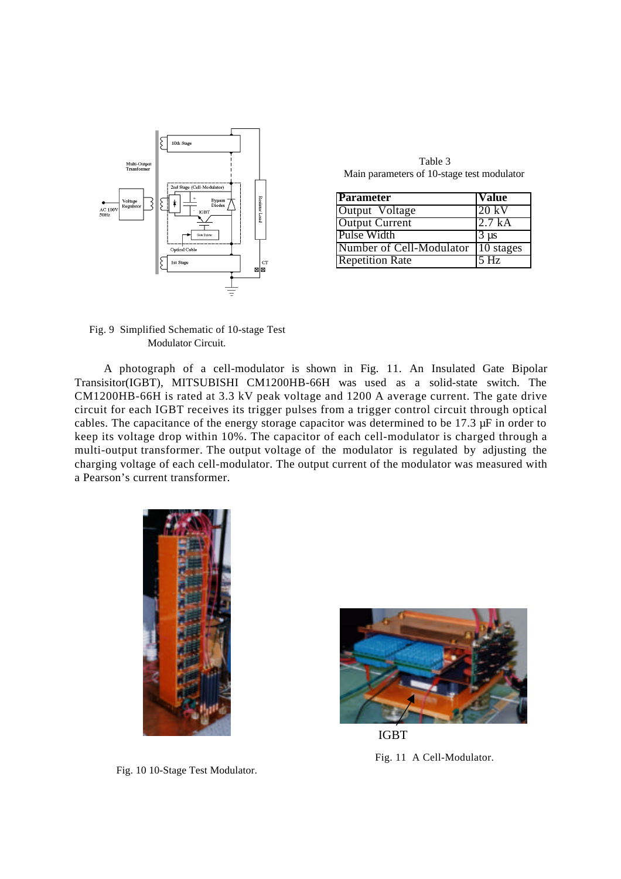Table 3
Main parameters of 10-stage test modulator

| Parameter | Value |
| --- | --- |
| Output Voltage | 20 kV |
| Output Current | 2.7 kA |
| Pulse Width | 3 μs |
| Number of Cell-Modulator | 10 stages |
| Repetition Rate | 5 Hz |

Fig. 9 Simplified Schematic of 10-stage Test Modulator Circuit.

A photograph of a cell-modulator is shown in Fig. 11. An Insulated Gate Bipolar Transisitor(IGBT), MITSUBISHI CM1200HB-66H was used as a solid-state switch. The CM1200HB-66H is rated at 3.3 kV peak voltage and 1200 A average current. The gate drive circuit for each IGBT receives its trigger pulses from a trigger control circuit through optical cables. The capacitance of the energy storage capacitor was determined to be 17.3 μF in order to keep its voltage drop within 10%. The capacitor of each cell-modulator is charged through a multi-output transformer. The output voltage of the modulator is regulated by adjusting the charging voltage of each cell-modulator. The output current of the modulator was measured with a Pearson's current transformer.

Fig. 10 10-Stage Test Modulator.

IGBT

Fig. 11 A Cell-Modulator.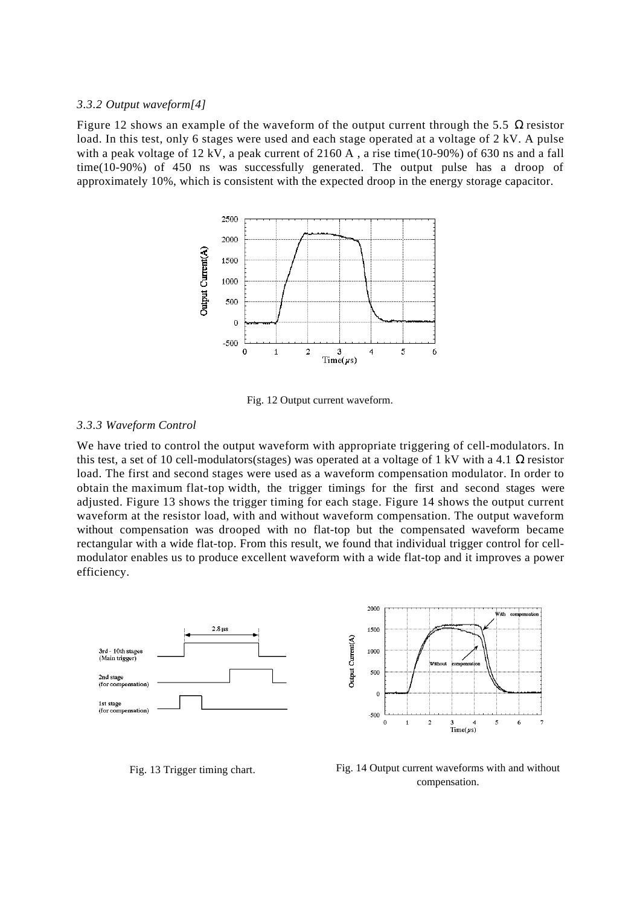*3.3.2 Output waveform[4]*

Figure 12 shows an example of the waveform of the output current through the 5.5 Ω resistor load. In this test, only 6 stages were used and each stage operated at a voltage of 2 kV. A pulse with a peak voltage of 12 kV, a peak current of 2160 A , a rise time(10-90%) of 630 ns and a fall time(10-90%) of 450 ns was successfully generated. The output pulse has a droop of approximately 10%, which is consistent with the expected droop in the energy storage capacitor.

Fig. 12 Output current waveform.

*3.3.3 Waveform Control*

We have tried to control the output waveform with appropriate triggering of cell-modulators. In this test, a set of 10 cell-modulators(stages) was operated at a voltage of 1 kV with a 4.1 Ω resistor load. The first and second stages were used as a waveform compensation modulator. In order to obtain the maximum flat-top width, the trigger timings for the first and second stages were adjusted. Figure 13 shows the trigger timing for each stage. Figure 14 shows the output current waveform at the resistor load, with and without waveform compensation. The output waveform without compensation was drooped with no flat-top but the compensated waveform became rectangular with a wide flat-top. From this result, we found that individual trigger control for cell-modulator enables us to produce excellent waveform with a wide flat-top and it improves a power efficiency.

Fig. 13 Trigger timing chart.

Fig. 14 Output current waveforms with and without compensation.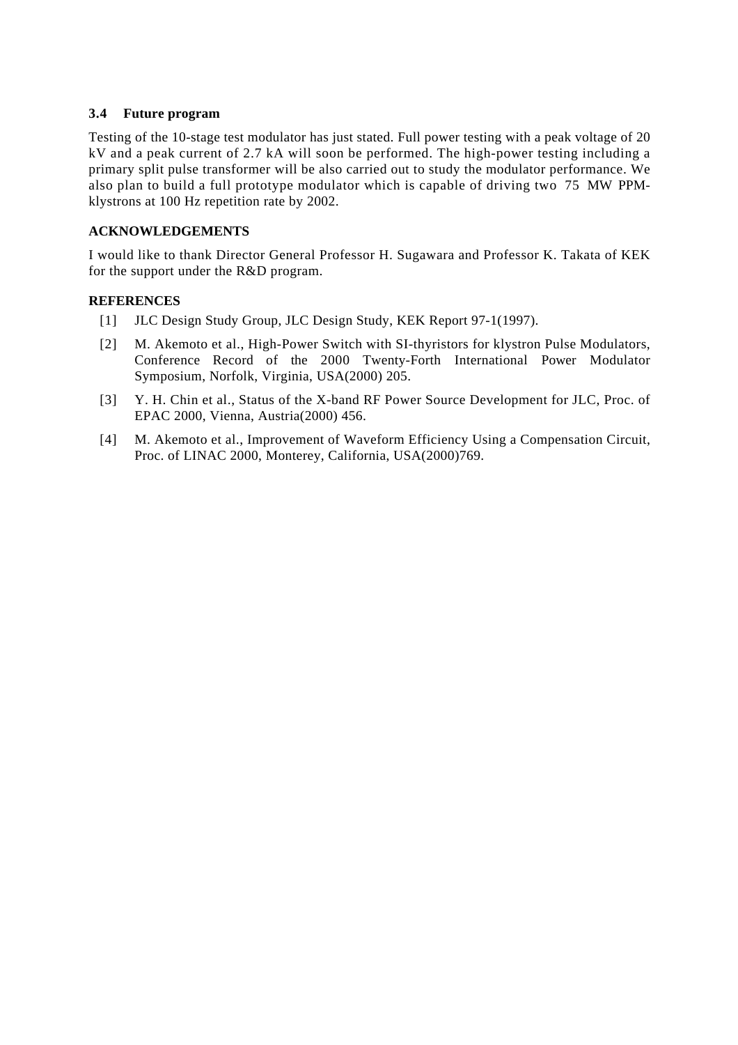### 3.4 Future program

Testing of the 10-stage test modulator has just stated. Full power testing with a peak voltage of 20 kV and a peak current of 2.7 kA will soon be performed. The high-power testing including a primary split pulse transformer will be also carried out to study the modulator performance. We also plan to build a full prototype modulator which is capable of driving two 75 MW PPM-klystrons at 100 Hz repetition rate by 2002.

### ACKNOWLEDGEMENTS

I would like to thank Director General Professor H. Sugawara and Professor K. Takata of KEK for the support under the R&D program.

### REFERENCES

[1] JLC Design Study Group, JLC Design Study, KEK Report 97-1(1997).

[2] M. Akemoto et al., High-Power Switch with SI-thyristors for klystron Pulse Modulators, Conference Record of the 2000 Twenty-Forth International Power Modulator Symposium, Norfolk, Virginia, USA(2000) 205.

[3] Y. H. Chin et al., Status of the X-band RF Power Source Development for JLC, Proc. of EPAC 2000, Vienna, Austria(2000) 456.

[4] M. Akemoto et al., Improvement of Waveform Efficiency Using a Compensation Circuit, Proc. of LINAC 2000, Monterey, California, USA(2000)769.